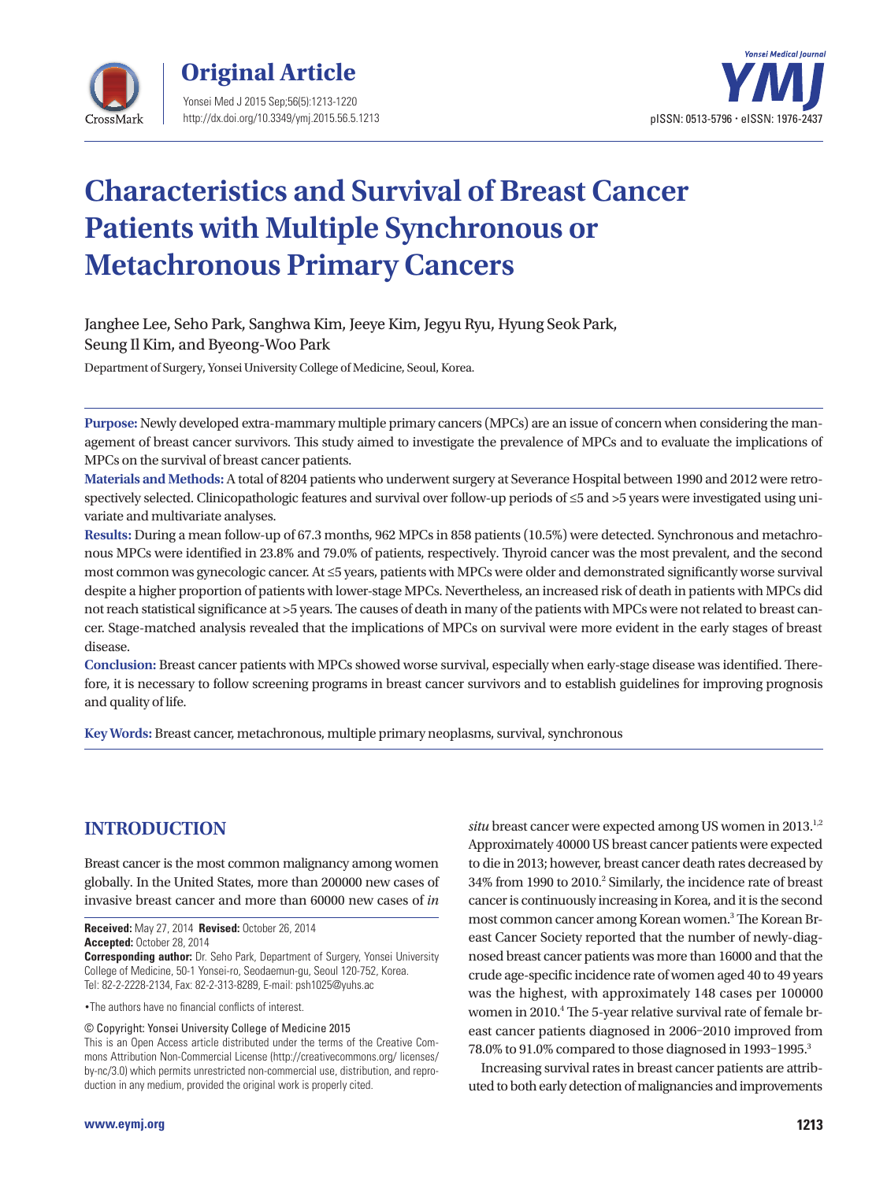# Original Article

# Characteristics and Survival of Breast Cancer Patients with Multiple Synchronous or Metachronous Primary Cancers

Janghee Lee, Seho Park, Sanghwa Kim, Jeeye Kim, Jegyu Ryu, Hyung Seok Park, Seung Il Kim, and Byeong-Woo Park

Department of Surgery, Yonsei University College of Medicine, Seoul, Korea.

**Purpose:** Newly developed extra-mammary multiple primary cancers (MPCs) are an issue of concern when considering the management of breast cancer survivors. This study aimed to investigate the prevalence of MPCs and to evaluate the implications of MPCs on the survival of breast cancer patients.

**Materials and Methods:** A total of 8204 patients who underwent surgery at Severance Hospital between 1990 and 2012 were retrospectively selected. Clinicopathologic features and survival over follow-up periods of ≤5 and >5 years were investigated using univariate and multivariate analyses.

**Results:** During a mean follow-up of 67.3 months, 962 MPCs in 858 patients (10.5%) were detected. Synchronous and metachronous MPCs were identified in 23.8% and 79.0% of patients, respectively. Thyroid cancer was the most prevalent, and the second most common was gynecologic cancer. At ≤5 years, patients with MPCs were older and demonstrated significantly worse survival despite a higher proportion of patients with lower-stage MPCs. Nevertheless, an increased risk of death in patients with MPCs did not reach statistical significance at >5 years. The causes of death in many of the patients with MPCs were not related to breast cancer. Stage-matched analysis revealed that the implications of MPCs on survival were more evident in the early stages of breast disease.

**Conclusion:** Breast cancer patients with MPCs showed worse survival, especially when early-stage disease was identified. Therefore, it is necessary to follow screening programs in breast cancer survivors and to establish guidelines for improving prognosis and quality of life.

**Key Words:** Breast cancer, metachronous, multiple primary neoplasms, survival, synchronous

## INTRODUCTION

Breast cancer is the most common malignancy among women globally. In the United States, more than 200000 new cases of invasive breast cancer and more than 60000 new cases of *in situ* breast cancer were expected among US women in 2013.[1,2] Approximately 40000 US breast cancer patients were expected to die in 2013; however, breast cancer death rates decreased by 34% from 1990 to 2010.[2] Similarly, the incidence rate of breast cancer is continuously increasing in Korea, and it is the second most common cancer among Korean women.[3] The Korean Breast Cancer Society reported that the number of newly-diagnosed breast cancer patients was more than 16000 and that the crude age-specific incidence rate of women aged 40 to 49 years was the highest, with approximately 148 cases per 100000 women in 2010.[4] The 5-year relative survival rate of female breast cancer patients diagnosed in 2006–2010 improved from 78.0% to 91.0% compared to those diagnosed in 1993–1995.[3]

Increasing survival rates in breast cancer patients are attributed to both early detection of malignancies and improvements

**Received:** May 27, 2014 **Revised:** October 26, 2014
**Accepted:** October 28, 2014
**Corresponding author:** Dr. Seho Park, Department of Surgery, Yonsei University College of Medicine, 50-1 Yonsei-ro, Seodaemun-gu, Seoul 120-752, Korea.
Tel: 82-2-2228-2134, Fax: 82-2-313-8289, E-mail: psh1025@yuhs.ac

•The authors have no financial conflicts of interest.

© Copyright: Yonsei University College of Medicine 2015
This is an Open Access article distributed under the terms of the Creative Commons Attribution Non-Commercial License (http://creativecommons.org/ licenses/by-nc/3.0) which permits unrestricted non-commercial use, distribution, and reproduction in any medium, provided the original work is properly cited.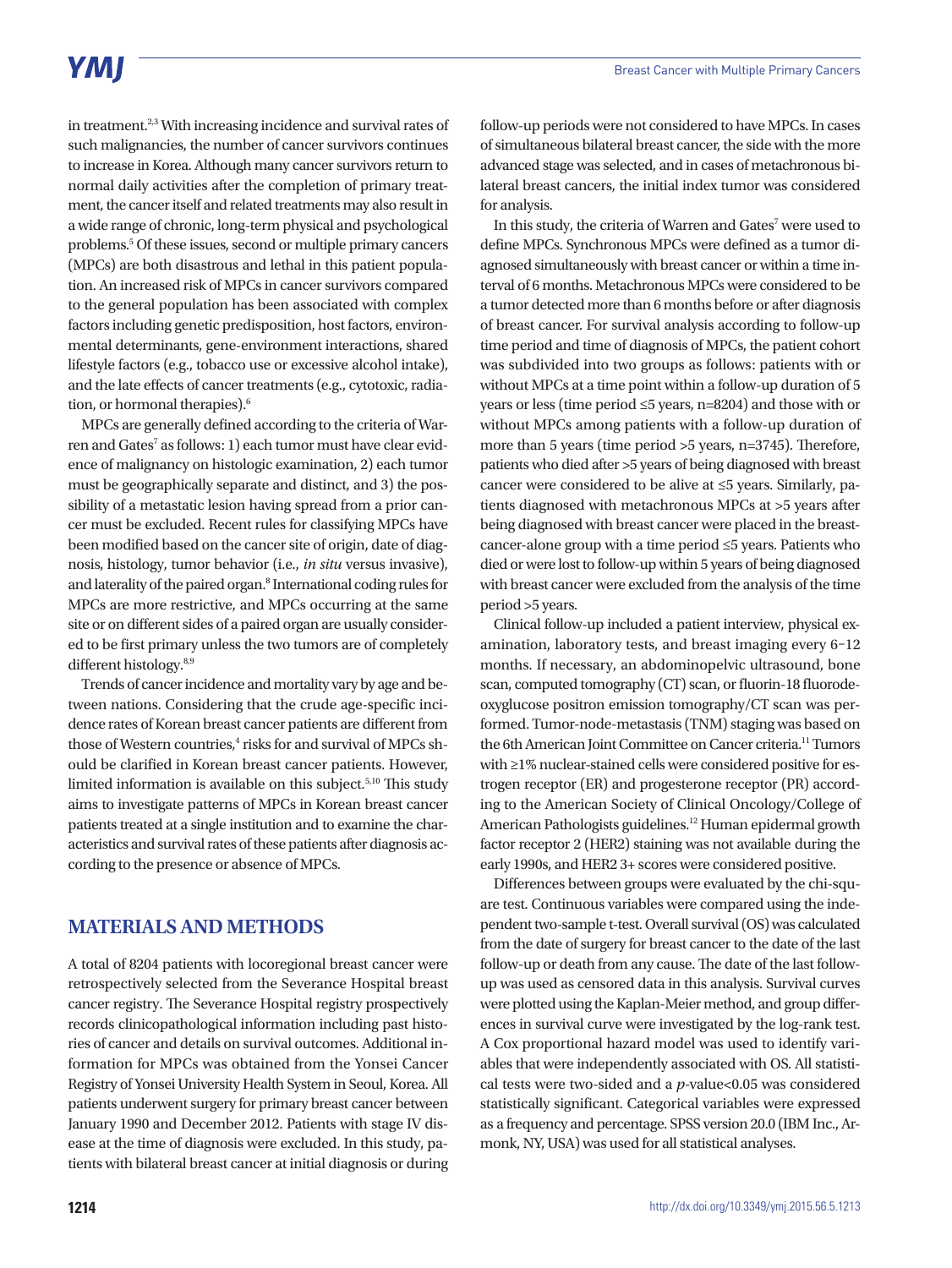in treatment.[2,3] With increasing incidence and survival rates of such malignancies, the number of cancer survivors continues to increase in Korea. Although many cancer survivors return to normal daily activities after the completion of primary treatment, the cancer itself and related treatments may also result in a wide range of chronic, long-term physical and psychological problems.[5] Of these issues, second or multiple primary cancers (MPCs) are both disastrous and lethal in this patient population. An increased risk of MPCs in cancer survivors compared to the general population has been associated with complex factors including genetic predisposition, host factors, environmental determinants, gene-environment interactions, shared lifestyle factors (e.g., tobacco use or excessive alcohol intake), and the late effects of cancer treatments (e.g., cytotoxic, radiation, or hormonal therapies).[6]

MPCs are generally defined according to the criteria of Warren and Gates[7] as follows: 1) each tumor must have clear evidence of malignancy on histologic examination, 2) each tumor must be geographically separate and distinct, and 3) the possibility of a metastatic lesion having spread from a prior cancer must be excluded. Recent rules for classifying MPCs have been modified based on the cancer site of origin, date of diagnosis, histology, tumor behavior (i.e., *in situ* versus invasive), and laterality of the paired organ.[8] International coding rules for MPCs are more restrictive, and MPCs occurring at the same site or on different sides of a paired organ are usually considered to be first primary unless the two tumors are of completely different histology.[8,9]

Trends of cancer incidence and mortality vary by age and between nations. Considering that the crude age-specific incidence rates of Korean breast cancer patients are different from those of Western countries,[4] risks for and survival of MPCs should be clarified in Korean breast cancer patients. However, limited information is available on this subject.[5,10] This study aims to investigate patterns of MPCs in Korean breast cancer patients treated at a single institution and to examine the characteristics and survival rates of these patients after diagnosis according to the presence or absence of MPCs.

## MATERIALS AND METHODS

A total of 8204 patients with locoregional breast cancer were retrospectively selected from the Severance Hospital breast cancer registry. The Severance Hospital registry prospectively records clinicopathological information including past histories of cancer and details on survival outcomes. Additional information for MPCs was obtained from the Yonsei Cancer Registry of Yonsei University Health System in Seoul, Korea. All patients underwent surgery for primary breast cancer between January 1990 and December 2012. Patients with stage IV disease at the time of diagnosis were excluded. In this study, patients with bilateral breast cancer at initial diagnosis or during follow-up periods were not considered to have MPCs. In cases of simultaneous bilateral breast cancer, the side with the more advanced stage was selected, and in cases of metachronous bilateral breast cancers, the initial index tumor was considered for analysis.

In this study, the criteria of Warren and Gates[7] were used to define MPCs. Synchronous MPCs were defined as a tumor diagnosed simultaneously with breast cancer or within a time interval of 6 months. Metachronous MPCs were considered to be a tumor detected more than 6 months before or after diagnosis of breast cancer. For survival analysis according to follow-up time period and time of diagnosis of MPCs, the patient cohort was subdivided into two groups as follows: patients with or without MPCs at a time point within a follow-up duration of 5 years or less (time period ≤5 years, n=8204) and those with or without MPCs among patients with a follow-up duration of more than 5 years (time period >5 years, n=3745). Therefore, patients who died after >5 years of being diagnosed with breast cancer were considered to be alive at ≤5 years. Similarly, patients diagnosed with metachronous MPCs at >5 years after being diagnosed with breast cancer were placed in the breast-cancer-alone group with a time period ≤5 years. Patients who died or were lost to follow-up within 5 years of being diagnosed with breast cancer were excluded from the analysis of the time period >5 years.

Clinical follow-up included a patient interview, physical examination, laboratory tests, and breast imaging every 6–12 months. If necessary, an abdominopelvic ultrasound, bone scan, computed tomography (CT) scan, or fluorin-18 fluorodeoxyglucose positron emission tomography/CT scan was performed. Tumor-node-metastasis (TNM) staging was based on the 6th American Joint Committee on Cancer criteria.[11] Tumors with ≥1% nuclear-stained cells were considered positive for estrogen receptor (ER) and progesterone receptor (PR) according to the American Society of Clinical Oncology/College of American Pathologists guidelines.[12] Human epidermal growth factor receptor 2 (HER2) staining was not available during the early 1990s, and HER2 3+ scores were considered positive.

Differences between groups were evaluated by the chi-square test. Continuous variables were compared using the independent two-sample t-test. Overall survival (OS) was calculated from the date of surgery for breast cancer to the date of the last follow-up or death from any cause. The date of the last follow-up was used as censored data in this analysis. Survival curves were plotted using the Kaplan-Meier method, and group differences in survival curve were investigated by the log-rank test. A Cox proportional hazard model was used to identify variables that were independently associated with OS. All statistical tests were two-sided and a $p$-value<0.05 was considered statistically significant. Categorical variables were expressed as a frequency and percentage. SPSS version 20.0 (IBM Inc., Armonk, NY, USA) was used for all statistical analyses.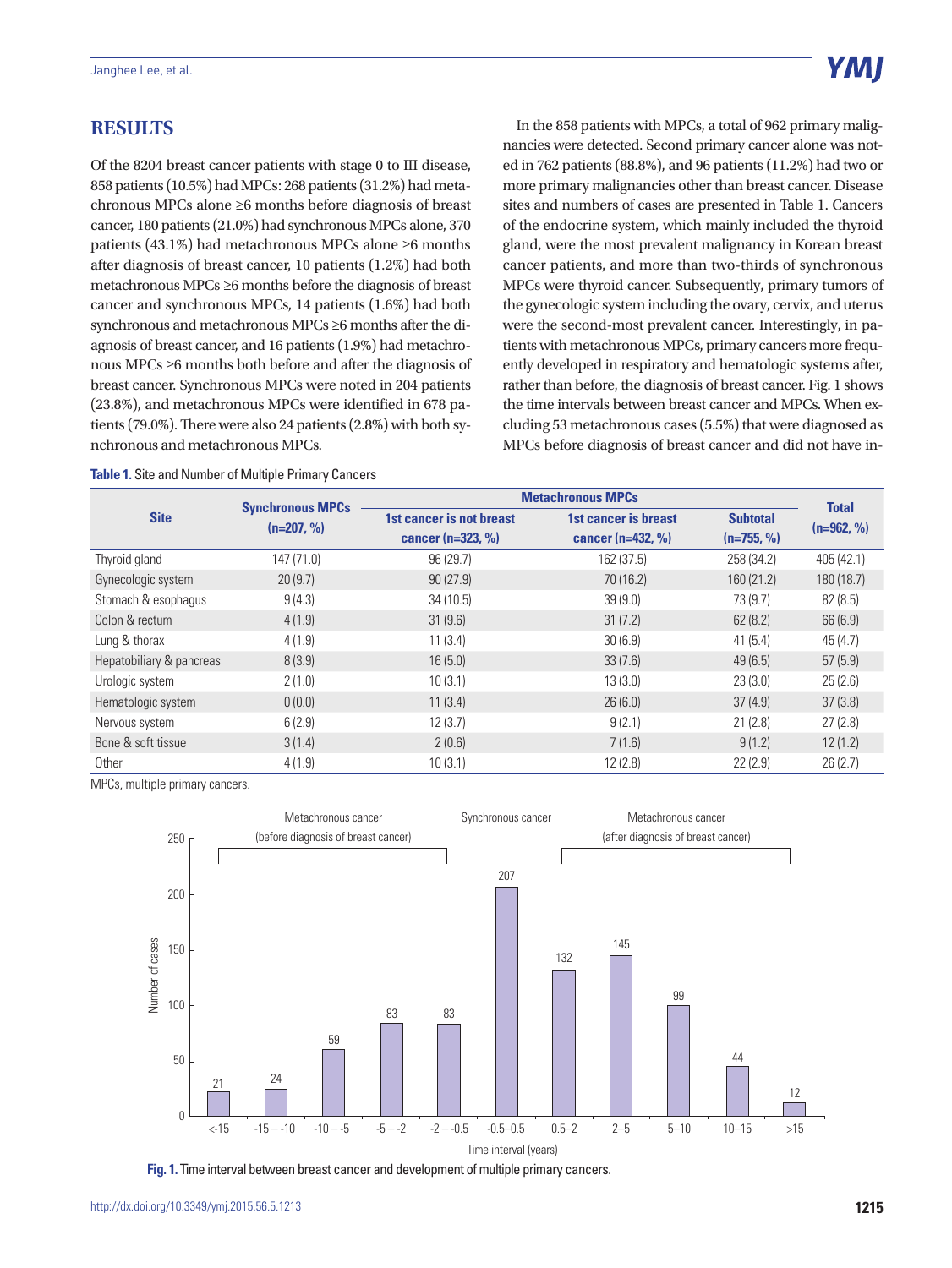## RESULTS

Of the 8204 breast cancer patients with stage 0 to III disease, 858 patients (10.5%) had MPCs: 268 patients (31.2%) had metachronous MPCs alone ≥6 months before diagnosis of breast cancer, 180 patients (21.0%) had synchronous MPCs alone, 370 patients (43.1%) had metachronous MPCs alone ≥6 months after diagnosis of breast cancer, 10 patients (1.2%) had both metachronous MPCs ≥6 months before the diagnosis of breast cancer and synchronous MPCs, 14 patients (1.6%) had both synchronous and metachronous MPCs ≥6 months after the diagnosis of breast cancer, and 16 patients (1.9%) had metachronous MPCs ≥6 months both before and after the diagnosis of breast cancer. Synchronous MPCs were noted in 204 patients (23.8%), and metachronous MPCs were identified in 678 patients (79.0%). There were also 24 patients (2.8%) with both synchronous and metachronous MPCs.

In the 858 patients with MPCs, a total of 962 primary malignancies were detected. Second primary cancer alone was noted in 762 patients (88.8%), and 96 patients (11.2%) had two or more primary malignancies other than breast cancer. Disease sites and numbers of cases are presented in Table 1. Cancers of the endocrine system, which mainly included the thyroid gland, were the most prevalent malignancy in Korean breast cancer patients, and more than two-thirds of synchronous MPCs were thyroid cancer. Subsequently, primary tumors of the gynecologic system including the ovary, cervix, and uterus were the second-most prevalent cancer. Interestingly, in patients with metachronous MPCs, primary cancers more frequently developed in respiratory and hematologic systems after, rather than before, the diagnosis of breast cancer. Fig. 1 shows the time intervals between breast cancer and MPCs. When excluding 53 metachronous cases (5.5%) that were diagnosed as MPCs before diagnosis of breast cancer and did not have in-

**Table 1.** Site and Number of Multiple Primary Cancers

| Site | Synchronous MPCs (n=207, %) | Metachronous MPCs | | | Total (n=962, %) |
|---|---|---|---|---|---|
| | | 1st cancer is not breast cancer (n=323, %) | 1st cancer is breast cancer (n=432, %) | Subtotal (n=755, %) | |
| Thyroid gland | 147 (71.0) | 96 (29.7) | 162 (37.5) | 258 (34.2) | 405 (42.1) |
| Gynecologic system | 20 (9.7) | 90 (27.9) | 70 (16.2) | 160 (21.2) | 180 (18.7) |
| Stomach & esophagus | 9 (4.3) | 34 (10.5) | 39 (9.0) | 73 (9.7) | 82 (8.5) |
| Colon & rectum | 4 (1.9) | 31 (9.6) | 31 (7.2) | 62 (8.2) | 66 (6.9) |
| Lung & thorax | 4 (1.9) | 11 (3.4) | 30 (6.9) | 41 (5.4) | 45 (4.7) |
| Hepatobiliary & pancreas | 8 (3.9) | 16 (5.0) | 33 (7.6) | 49 (6.5) | 57 (5.9) |
| Urologic system | 2 (1.0) | 10 (3.1) | 13 (3.0) | 23 (3.0) | 25 (2.6) |
| Hematologic system | 0 (0.0) | 11 (3.4) | 26 (6.0) | 37 (4.9) | 37 (3.8) |
| Nervous system | 6 (2.9) | 12 (3.7) | 9 (2.1) | 21 (2.8) | 27 (2.8) |
| Bone & soft tissue | 3 (1.4) | 2 (0.6) | 7 (1.6) | 9 (1.2) | 12 (1.2) |
| Other | 4 (1.9) | 10 (3.1) | 12 (2.8) | 22 (2.9) | 26 (2.7) |

MPCs, multiple primary cancers.

| Time interval (years) | <-15 | -15 – -10 | -10 – -5 | -5 – -2 | -2 – -0.5 | -0.5–0.5 | 0.5–2 | 2–5 | 5–10 | 10–15 | >15 |
|---|---|---|---|---|---|---|---|---|---|---|---|
| Number of cases | 21 | 24 | 59 | 83 | 83 | 207 | 132 | 145 | 99 | 44 | 12 |

Metachronous cancer (before diagnosis of breast cancer); Synchronous cancer; Metachronous cancer (after diagnosis of breast cancer)

**Fig. 1.** Time interval between breast cancer and development of multiple primary cancers.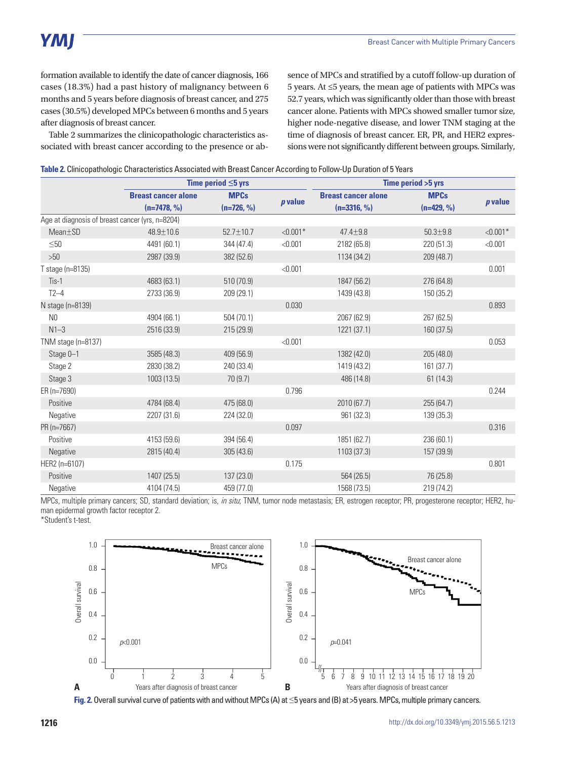formation available to identify the date of cancer diagnosis, 166 cases (18.3%) had a past history of malignancy between 6 months and 5 years before diagnosis of breast cancer, and 275 cases (30.5%) developed MPCs between 6 months and 5 years after diagnosis of breast cancer.

Table 2 summarizes the clinicopathologic characteristics associated with breast cancer according to the presence or absence of MPCs and stratified by a cutoff follow-up duration of 5 years. At ≤5 years, the mean age of patients with MPCs was 52.7 years, which was significantly older than those with breast cancer alone. Patients with MPCs showed smaller tumor size, higher node-negative disease, and lower TNM staging at the time of diagnosis of breast cancer. ER, PR, and HER2 expressions were not significantly different between groups. Similarly,

**Table 2.** Clinicopathologic Characteristics Associated with Breast Cancer According to Follow-Up Duration of 5 Years

| | Time period ≤5 yrs | | | Time period >5 yrs | | |
|---|---|---|---|---|---|---|
| | Breast cancer alone (n=7478, %) | MPCs (n=726, %) | *p* value | Breast cancer alone (n=3316, %) | MPCs (n=429, %) | *p* value |
| Age at diagnosis of breast cancer (yrs, n=8204) | | | | | | |
| Mean±SD | 48.9±10.6 | 52.7±10.7 | <0.001* | 47.4±9.8 | 50.3±9.8 | <0.001* |
| ≤50 | 4491 (60.1) | 344 (47.4) | <0.001 | 2182 (65.8) | 220 (51.3) | <0.001 |
| >50 | 2987 (39.9) | 382 (52.6) | | 1134 (34.2) | 209 (48.7) | |
| T stage (n=8135) | | | <0.001 | | | 0.001 |
| Tis-1 | 4683 (63.1) | 510 (70.9) | | 1847 (56.2) | 276 (64.8) | |
| T2–4 | 2733 (36.9) | 209 (29.1) | | 1439 (43.8) | 150 (35.2) | |
| N stage (n=8139) | | | 0.030 | | | 0.893 |
| N0 | 4904 (66.1) | 504 (70.1) | | 2067 (62.9) | 267 (62.5) | |
| N1–3 | 2516 (33.9) | 215 (29.9) | | 1221 (37.1) | 160 (37.5) | |
| TNM stage (n=8137) | | | <0.001 | | | 0.053 |
| Stage 0–1 | 3585 (48.3) | 409 (56.9) | | 1382 (42.0) | 205 (48.0) | |
| Stage 2 | 2830 (38.2) | 240 (33.4) | | 1419 (43.2) | 161 (37.7) | |
| Stage 3 | 1003 (13.5) | 70 (9.7) | | 486 (14.8) | 61 (14.3) | |
| ER (n=7690) | | | 0.796 | | | 0.244 |
| Positive | 4784 (68.4) | 475 (68.0) | | 2010 (67.7) | 255 (64.7) | |
| Negative | 2207 (31.6) | 224 (32.0) | | 961 (32.3) | 139 (35.3) | |
| PR (n=7667) | | | 0.097 | | | 0.316 |
| Positive | 4153 (59.6) | 394 (56.4) | | 1851 (62.7) | 236 (60.1) | |
| Negative | 2815 (40.4) | 305 (43.6) | | 1103 (37.3) | 157 (39.9) | |
| HER2 (n=6107) | | | 0.175 | | | 0.801 |
| Positive | 1407 (25.5) | 137 (23.0) | | 564 (26.5) | 76 (25.8) | |
| Negative | 4104 (74.5) | 459 (77.0) | | 1568 (73.5) | 219 (74.2) | |

MPCs, multiple primary cancers; SD, standard deviation; is, *in situ*; TNM, tumor node metastasis; ER, estrogen receptor; PR, progesterone receptor; HER2, human epidermal growth factor receptor 2.
*Student's t-test.

**Fig. 2.** Overall survival curve of patients with and without MPCs (A) at ≤5 years and (B) at >5 years. MPCs, multiple primary cancers.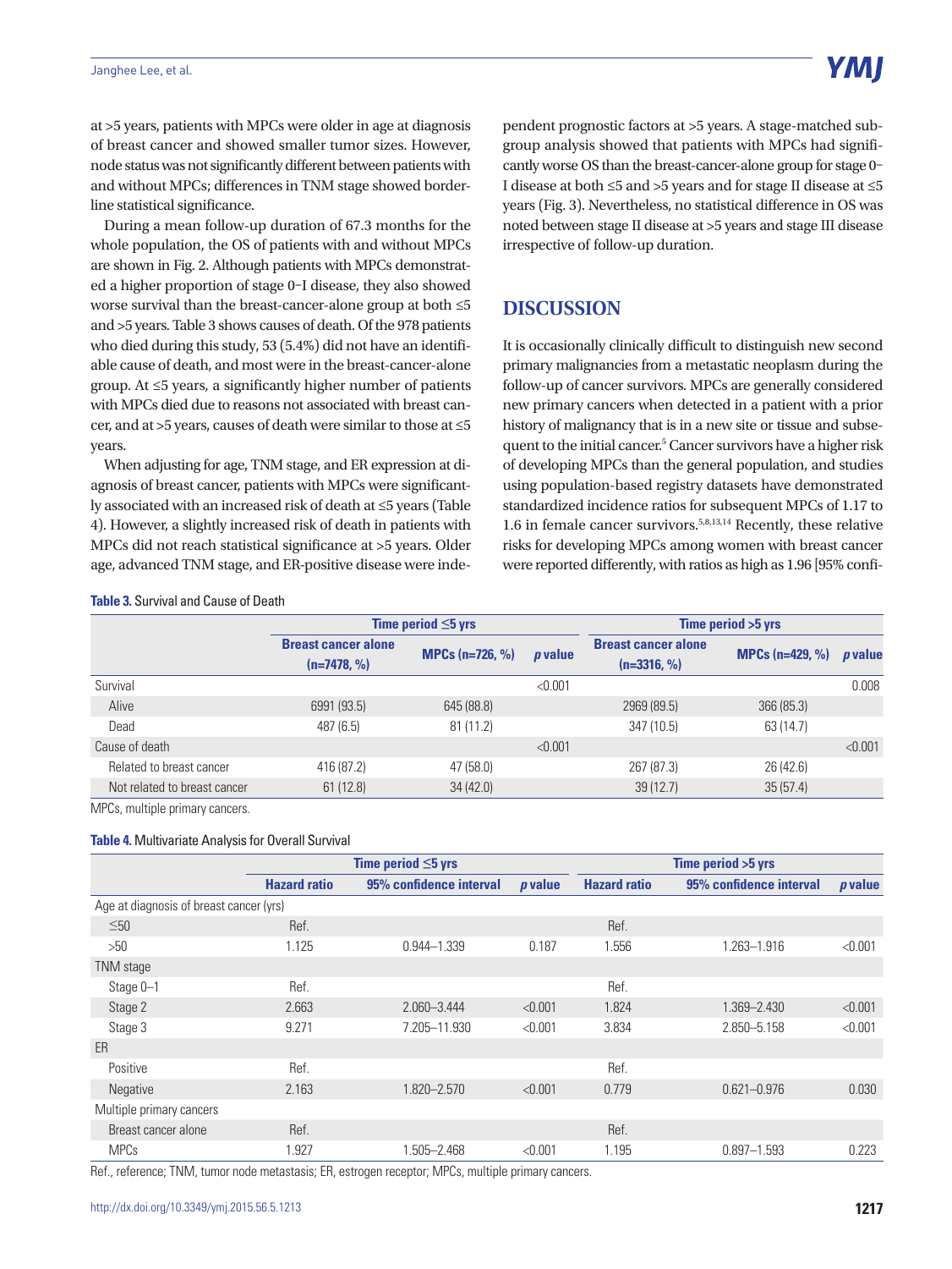at >5 years, patients with MPCs were older in age at diagnosis of breast cancer and showed smaller tumor sizes. However, node status was not significantly different between patients with and without MPCs; differences in TNM stage showed borderline statistical significance.

During a mean follow-up duration of 67.3 months for the whole population, the OS of patients with and without MPCs are shown in Fig. 2. Although patients with MPCs demonstrated a higher proportion of stage 0–I disease, they also showed worse survival than the breast-cancer-alone group at both ≤5 and >5 years. Table 3 shows causes of death. Of the 978 patients who died during this study, 53 (5.4%) did not have an identifiable cause of death, and most were in the breast-cancer-alone group. At ≤5 years, a significantly higher number of patients with MPCs died due to reasons not associated with breast cancer, and at >5 years, causes of death were similar to those at ≤5 years.

When adjusting for age, TNM stage, and ER expression at diagnosis of breast cancer, patients with MPCs were significantly associated with an increased risk of death at ≤5 years (Table 4). However, a slightly increased risk of death in patients with MPCs did not reach statistical significance at >5 years. Older age, advanced TNM stage, and ER-positive disease were independent prognostic factors at >5 years. A stage-matched subgroup analysis showed that patients with MPCs had significantly worse OS than the breast-cancer-alone group for stage 0–I disease at both ≤5 and >5 years and for stage II disease at ≤5 years (Fig. 3). Nevertheless, no statistical difference in OS was noted between stage II disease at >5 years and stage III disease irrespective of follow-up duration.

## DISCUSSION

It is occasionally clinically difficult to distinguish new second primary malignancies from a metastatic neoplasm during the follow-up of cancer survivors. MPCs are generally considered new primary cancers when detected in a patient with a prior history of malignancy that is in a new site or tissue and subsequent to the initial cancer.[5] Cancer survivors have a higher risk of developing MPCs than the general population, and studies using population-based registry datasets have demonstrated standardized incidence ratios for subsequent MPCs of 1.17 to 1.6 in female cancer survivors.[5,8,13,14] Recently, these relative risks for developing MPCs among women with breast cancer were reported differently, with ratios as high as 1.96 [95% confi-

**Table 3.** Survival and Cause of Death

| | Time period ≤5 yrs | | | Time period >5 yrs | | |
|---|---|---|---|---|---|---|
| | Breast cancer alone (n=7478, %) | MPCs (n=726, %) | *p* value | Breast cancer alone (n=3316, %) | MPCs (n=429, %) | *p* value |
| Survival | | | <0.001 | | | 0.008 |
| Alive | 6991 (93.5) | 645 (88.8) | | 2969 (89.5) | 366 (85.3) | |
| Dead | 487 (6.5) | 81 (11.2) | | 347 (10.5) | 63 (14.7) | |
| Cause of death | | | <0.001 | | | <0.001 |
| Related to breast cancer | 416 (87.2) | 47 (58.0) | | 267 (87.3) | 26 (42.6) | |
| Not related to breast cancer | 61 (12.8) | 34 (42.0) | | 39 (12.7) | 35 (57.4) | |

MPCs, multiple primary cancers.

**Table 4.** Multivariate Analysis for Overall Survival

| | Time period ≤5 yrs | | | Time period >5 yrs | | |
|---|---|---|---|---|---|---|
| | Hazard ratio | 95% confidence interval | *p* value | Hazard ratio | 95% confidence interval | *p* value |
| Age at diagnosis of breast cancer (yrs) | | | | | | |
| ≤50 | Ref. | | | Ref. | | |
| >50 | 1.125 | 0.944–1.339 | 0.187 | 1.556 | 1.263–1.916 | <0.001 |
| TNM stage | | | | | | |
| Stage 0–1 | Ref. | | | Ref. | | |
| Stage 2 | 2.663 | 2.060–3.444 | <0.001 | 1.824 | 1.369–2.430 | <0.001 |
| Stage 3 | 9.271 | 7.205–11.930 | <0.001 | 3.834 | 2.850–5.158 | <0.001 |
| ER | | | | | | |
| Positive | Ref. | | | Ref. | | |
| Negative | 2.163 | 1.820–2.570 | <0.001 | 0.779 | 0.621–0.976 | 0.030 |
| Multiple primary cancers | | | | | | |
| Breast cancer alone | Ref. | | | Ref. | | |
| MPCs | 1.927 | 1.505–2.468 | <0.001 | 1.195 | 0.897–1.593 | 0.223 |

Ref., reference; TNM, tumor node metastasis; ER, estrogen receptor; MPCs, multiple primary cancers.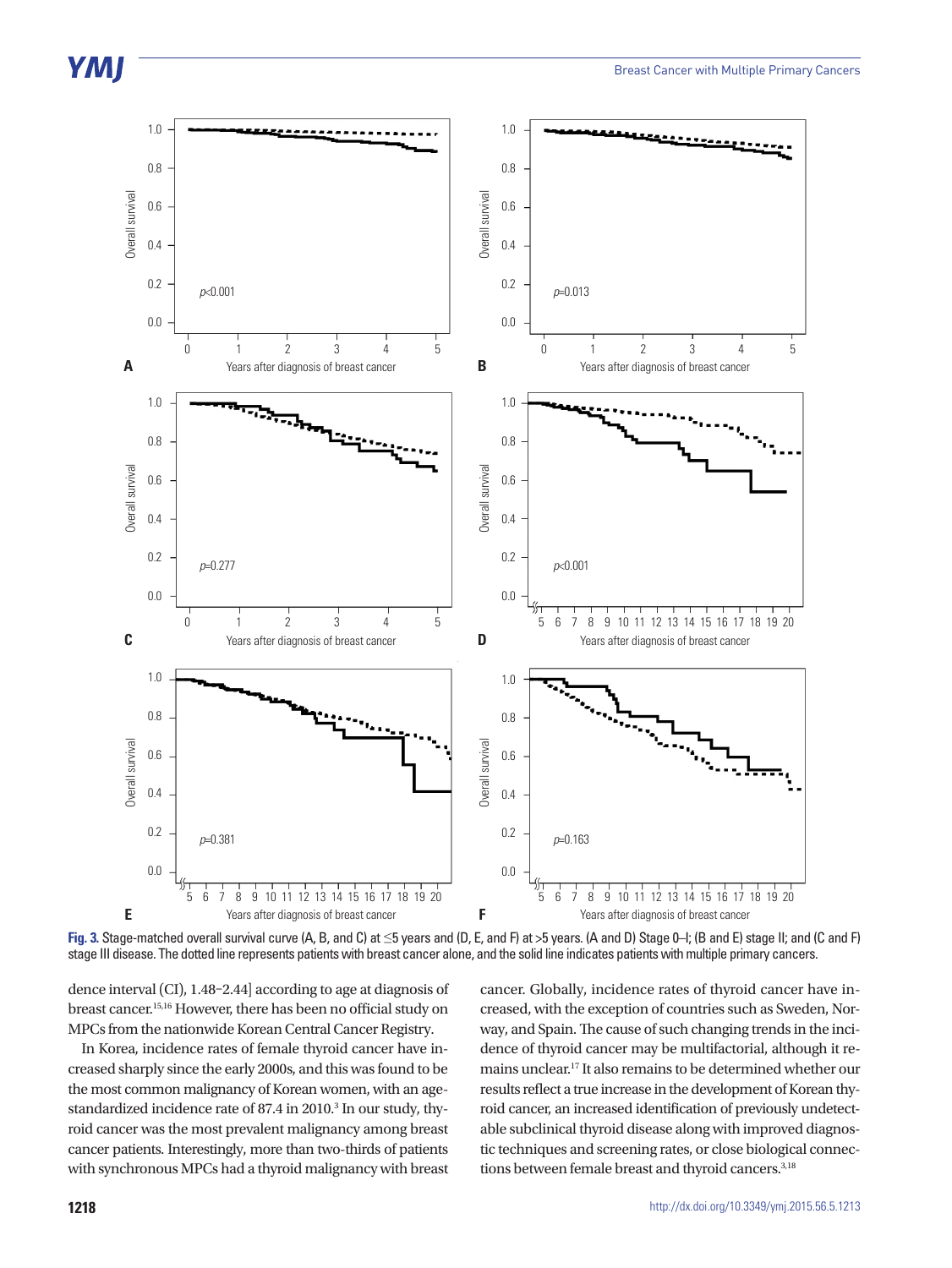Fig. 3. Stage-matched overall survival curve (A, B, and C) at ≤5 years and (D, E, and F) at >5 years. (A and D) Stage 0–I; (B and E) stage II; and (C and F) stage III disease. The dotted line represents patients with breast cancer alone, and the solid line indicates patients with multiple primary cancers.

dence interval (CI), 1.48–2.44] according to age at diagnosis of breast cancer.[15,16] However, there has been no official study on MPCs from the nationwide Korean Central Cancer Registry.

In Korea, incidence rates of female thyroid cancer have increased sharply since the early 2000s, and this was found to be the most common malignancy of Korean women, with an age-standardized incidence rate of 87.4 in 2010.[3] In our study, thyroid cancer was the most prevalent malignancy among breast cancer patients. Interestingly, more than two-thirds of patients with synchronous MPCs had a thyroid malignancy with breast cancer. Globally, incidence rates of thyroid cancer have increased, with the exception of countries such as Sweden, Norway, and Spain. The cause of such changing trends in the incidence of thyroid cancer may be multifactorial, although it remains unclear.[17] It also remains to be determined whether our results reflect a true increase in the development of Korean thyroid cancer, an increased identification of previously undetectable subclinical thyroid disease along with improved diagnostic techniques and screening rates, or close biological connections between female breast and thyroid cancers.[3,18]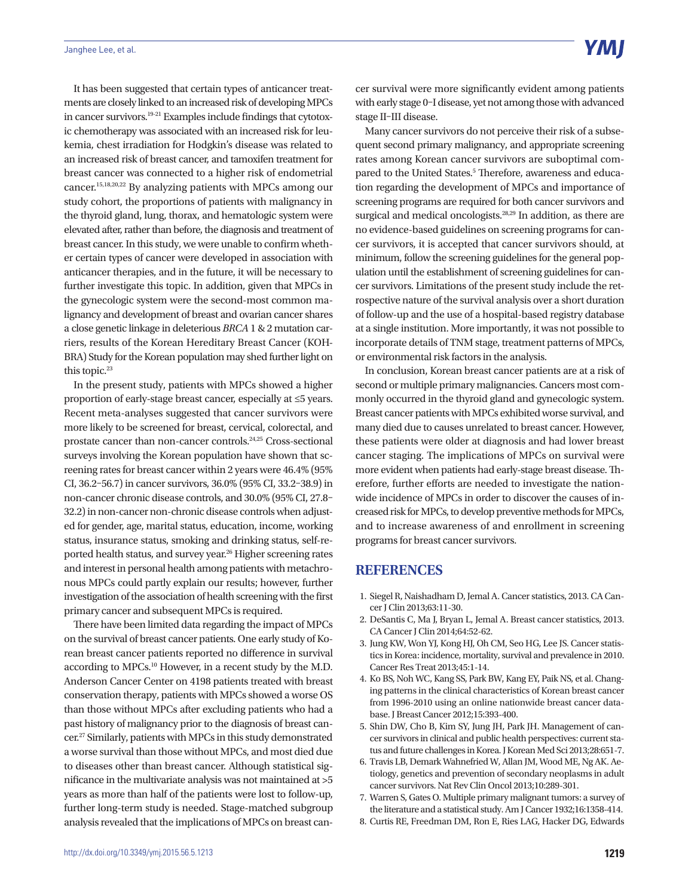It has been suggested that certain types of anticancer treatments are closely linked to an increased risk of developing MPCs in cancer survivors.[19-21] Examples include findings that cytotoxic chemotherapy was associated with an increased risk for leukemia, chest irradiation for Hodgkin's disease was related to an increased risk of breast cancer, and tamoxifen treatment for breast cancer was connected to a higher risk of endometrial cancer.[15,18,20,22] By analyzing patients with MPCs among our study cohort, the proportions of patients with malignancy in the thyroid gland, lung, thorax, and hematologic system were elevated after, rather than before, the diagnosis and treatment of breast cancer. In this study, we were unable to confirm whether certain types of cancer were developed in association with anticancer therapies, and in the future, it will be necessary to further investigate this topic. In addition, given that MPCs in the gynecologic system were the second-most common malignancy and development of breast and ovarian cancer shares a close genetic linkage in deleterious *BRCA* 1 & 2 mutation carriers, results of the Korean Hereditary Breast Cancer (KOHBRA) Study for the Korean population may shed further light on this topic.[23]

In the present study, patients with MPCs showed a higher proportion of early-stage breast cancer, especially at ≤5 years. Recent meta-analyses suggested that cancer survivors were more likely to be screened for breast, cervical, colorectal, and prostate cancer than non-cancer controls.[24,25] Cross-sectional surveys involving the Korean population have shown that screening rates for breast cancer within 2 years were 46.4% (95% CI, 36.2–56.7) in cancer survivors, 36.0% (95% CI, 33.2–38.9) in non-cancer chronic disease controls, and 30.0% (95% CI, 27.8–32.2) in non-cancer non-chronic disease controls when adjusted for gender, age, marital status, education, income, working status, insurance status, smoking and drinking status, self-reported health status, and survey year.[26] Higher screening rates and interest in personal health among patients with metachronous MPCs could partly explain our results; however, further investigation of the association of health screening with the first primary cancer and subsequent MPCs is required.

There have been limited data regarding the impact of MPCs on the survival of breast cancer patients. One early study of Korean breast cancer patients reported no difference in survival according to MPCs.[10] However, in a recent study by the M.D. Anderson Cancer Center on 4198 patients treated with breast conservation therapy, patients with MPCs showed a worse OS than those without MPCs after excluding patients who had a past history of malignancy prior to the diagnosis of breast cancer.[27] Similarly, patients with MPCs in this study demonstrated a worse survival than those without MPCs, and most died due to diseases other than breast cancer. Although statistical significance in the multivariate analysis was not maintained at >5 years as more than half of the patients were lost to follow-up, further long-term study is needed. Stage-matched subgroup analysis revealed that the implications of MPCs on breast cancer survival were more significantly evident among patients with early stage 0–I disease, yet not among those with advanced stage II–III disease.

Many cancer survivors do not perceive their risk of a subsequent second primary malignancy, and appropriate screening rates among Korean cancer survivors are suboptimal compared to the United States.[5] Therefore, awareness and education regarding the development of MPCs and importance of screening programs are required for both cancer survivors and surgical and medical oncologists.[28,29] In addition, as there are no evidence-based guidelines on screening programs for cancer survivors, it is accepted that cancer survivors should, at minimum, follow the screening guidelines for the general population until the establishment of screening guidelines for cancer survivors. Limitations of the present study include the retrospective nature of the survival analysis over a short duration of follow-up and the use of a hospital-based registry database at a single institution. More importantly, it was not possible to incorporate details of TNM stage, treatment patterns of MPCs, or environmental risk factors in the analysis.

In conclusion, Korean breast cancer patients are at a risk of second or multiple primary malignancies. Cancers most commonly occurred in the thyroid gland and gynecologic system. Breast cancer patients with MPCs exhibited worse survival, and many died due to causes unrelated to breast cancer. However, these patients were older at diagnosis and had lower breast cancer staging. The implications of MPCs on survival were more evident when patients had early-stage breast disease. Therefore, further efforts are needed to investigate the nationwide incidence of MPCs in order to discover the causes of increased risk for MPCs, to develop preventive methods for MPCs, and to increase awareness of and enrollment in screening programs for breast cancer survivors.

## REFERENCES

1. Siegel R, Naishadham D, Jemal A. Cancer statistics, 2013. CA Cancer J Clin 2013;63:11-30.
2. DeSantis C, Ma J, Bryan L, Jemal A. Breast cancer statistics, 2013. CA Cancer J Clin 2014;64:52-62.
3. Jung KW, Won YJ, Kong HJ, Oh CM, Seo HG, Lee JS. Cancer statistics in Korea: incidence, mortality, survival and prevalence in 2010. Cancer Res Treat 2013;45:1-14.
4. Ko BS, Noh WC, Kang SS, Park BW, Kang EY, Paik NS, et al. Changing patterns in the clinical characteristics of Korean breast cancer from 1996-2010 using an online nationwide breast cancer database. J Breast Cancer 2012;15:393-400.
5. Shin DW, Cho B, Kim SY, Jung JH, Park JH. Management of cancer survivors in clinical and public health perspectives: current status and future challenges in Korea. J Korean Med Sci 2013;28:651-7.
6. Travis LB, Demark Wahnefried W, Allan JM, Wood ME, Ng AK. Aetiology, genetics and prevention of secondary neoplasms in adult cancer survivors. Nat Rev Clin Oncol 2013;10:289-301.
7. Warren S, Gates O. Multiple primary malignant tumors: a survey of the literature and a statistical study. Am J Cancer 1932;16:1358-414.
8. Curtis RE, Freedman DM, Ron E, Ries LAG, Hacker DG, Edwards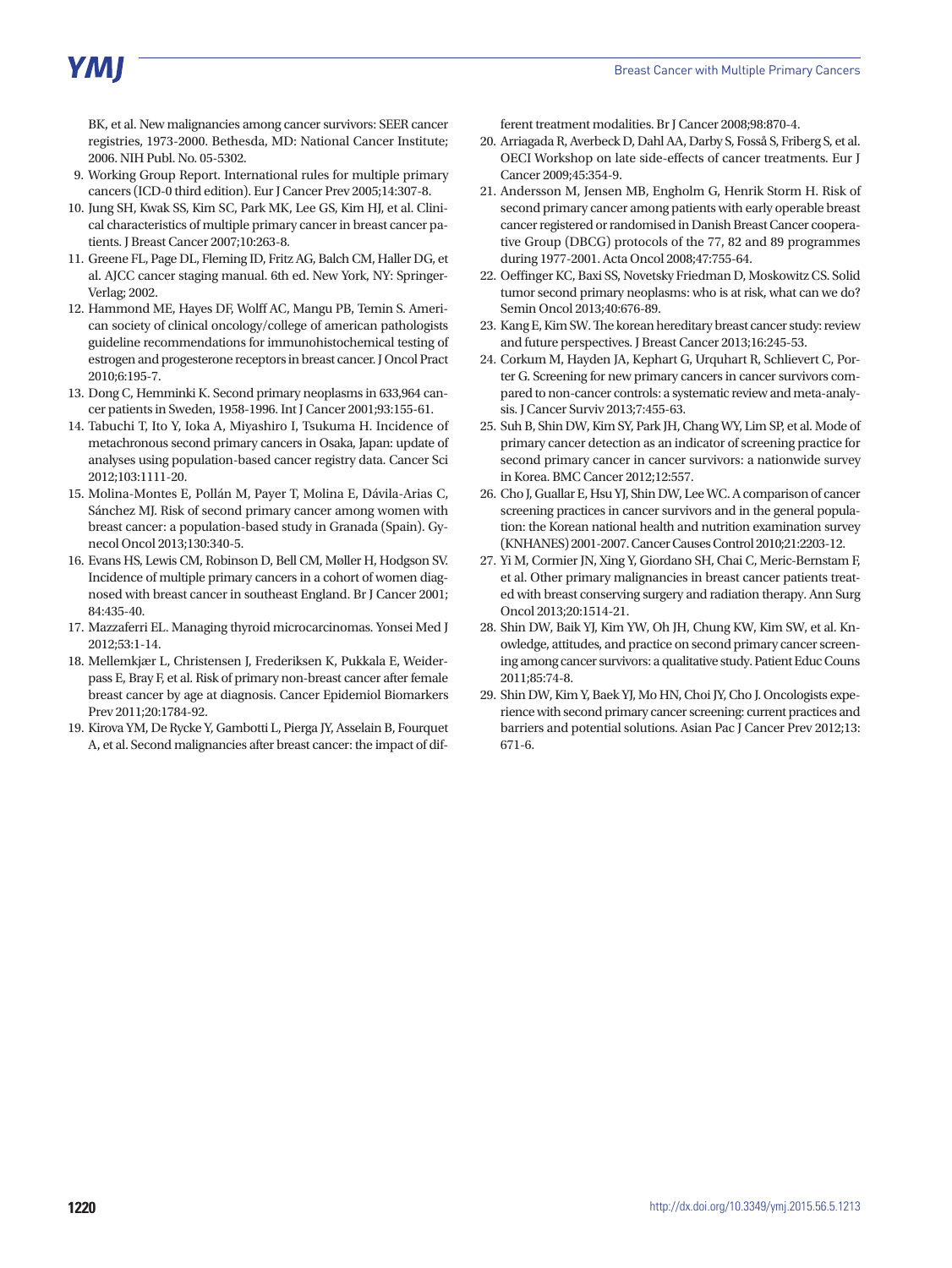BK, et al. New malignancies among cancer survivors: SEER cancer registries, 1973-2000. Bethesda, MD: National Cancer Institute; 2006. NIH Publ. No. 05-5302.

9. Working Group Report. International rules for multiple primary cancers (ICD-0 third edition). Eur J Cancer Prev 2005;14:307-8.
10. Jung SH, Kwak SS, Kim SC, Park MK, Lee GS, Kim HJ, et al. Clinical characteristics of multiple primary cancer in breast cancer patients. J Breast Cancer 2007;10:263-8.
11. Greene FL, Page DL, Fleming ID, Fritz AG, Balch CM, Haller DG, et al. AJCC cancer staging manual. 6th ed. New York, NY: Springer-Verlag; 2002.
12. Hammond ME, Hayes DF, Wolff AC, Mangu PB, Temin S. American society of clinical oncology/college of american pathologists guideline recommendations for immunohistochemical testing of estrogen and progesterone receptors in breast cancer. J Oncol Pract 2010;6:195-7.
13. Dong C, Hemminki K. Second primary neoplasms in 633,964 cancer patients in Sweden, 1958-1996. Int J Cancer 2001;93:155-61.
14. Tabuchi T, Ito Y, Ioka A, Miyashiro I, Tsukuma H. Incidence of metachronous second primary cancers in Osaka, Japan: update of analyses using population-based cancer registry data. Cancer Sci 2012;103:1111-20.
15. Molina-Montes E, Pollán M, Payer T, Molina E, Dávila-Arias C, Sánchez MJ. Risk of second primary cancer among women with breast cancer: a population-based study in Granada (Spain). Gynecol Oncol 2013;130:340-5.
16. Evans HS, Lewis CM, Robinson D, Bell CM, Møller H, Hodgson SV. Incidence of multiple primary cancers in a cohort of women diagnosed with breast cancer in southeast England. Br J Cancer 2001; 84:435-40.
17. Mazzaferri EL. Managing thyroid microcarcinomas. Yonsei Med J 2012;53:1-14.
18. Mellemkjær L, Christensen J, Frederiksen K, Pukkala E, Weiderpass E, Bray F, et al. Risk of primary non-breast cancer after female breast cancer by age at diagnosis. Cancer Epidemiol Biomarkers Prev 2011;20:1784-92.
19. Kirova YM, De Rycke Y, Gambotti L, Pierga JY, Asselain B, Fourquet A, et al. Second malignancies after breast cancer: the impact of different treatment modalities. Br J Cancer 2008;98:870-4.
20. Arriagada R, Averbeck D, Dahl AA, Darby S, Fosså S, Friberg S, et al. OECI Workshop on late side-effects of cancer treatments. Eur J Cancer 2009;45:354-9.
21. Andersson M, Jensen MB, Engholm G, Henrik Storm H. Risk of second primary cancer among patients with early operable breast cancer registered or randomised in Danish Breast Cancer cooperative Group (DBCG) protocols of the 77, 82 and 89 programmes during 1977-2001. Acta Oncol 2008;47:755-64.
22. Oeffinger KC, Baxi SS, Novetsky Friedman D, Moskowitz CS. Solid tumor second primary neoplasms: who is at risk, what can we do? Semin Oncol 2013;40:676-89.
23. Kang E, Kim SW. The korean hereditary breast cancer study: review and future perspectives. J Breast Cancer 2013;16:245-53.
24. Corkum M, Hayden JA, Kephart G, Urquhart R, Schlievert C, Porter G. Screening for new primary cancers in cancer survivors compared to non-cancer controls: a systematic review and meta-analysis. J Cancer Surviv 2013;7:455-63.
25. Suh B, Shin DW, Kim SY, Park JH, Chang WY, Lim SP, et al. Mode of primary cancer detection as an indicator of screening practice for second primary cancer in cancer survivors: a nationwide survey in Korea. BMC Cancer 2012;12:557.
26. Cho J, Guallar E, Hsu YJ, Shin DW, Lee WC. A comparison of cancer screening practices in cancer survivors and in the general population: the Korean national health and nutrition examination survey (KNHANES) 2001-2007. Cancer Causes Control 2010;21:2203-12.
27. Yi M, Cormier JN, Xing Y, Giordano SH, Chai C, Meric-Bernstam F, et al. Other primary malignancies in breast cancer patients treated with breast conserving surgery and radiation therapy. Ann Surg Oncol 2013;20:1514-21.
28. Shin DW, Baik YJ, Kim YW, Oh JH, Chung KW, Kim SW, et al. Knowledge, attitudes, and practice on second primary cancer screening among cancer survivors: a qualitative study. Patient Educ Couns 2011;85:74-8.
29. Shin DW, Kim Y, Baek YJ, Mo HN, Choi JY, Cho J. Oncologists experience with second primary cancer screening: current practices and barriers and potential solutions. Asian Pac J Cancer Prev 2012;13: 671-6.